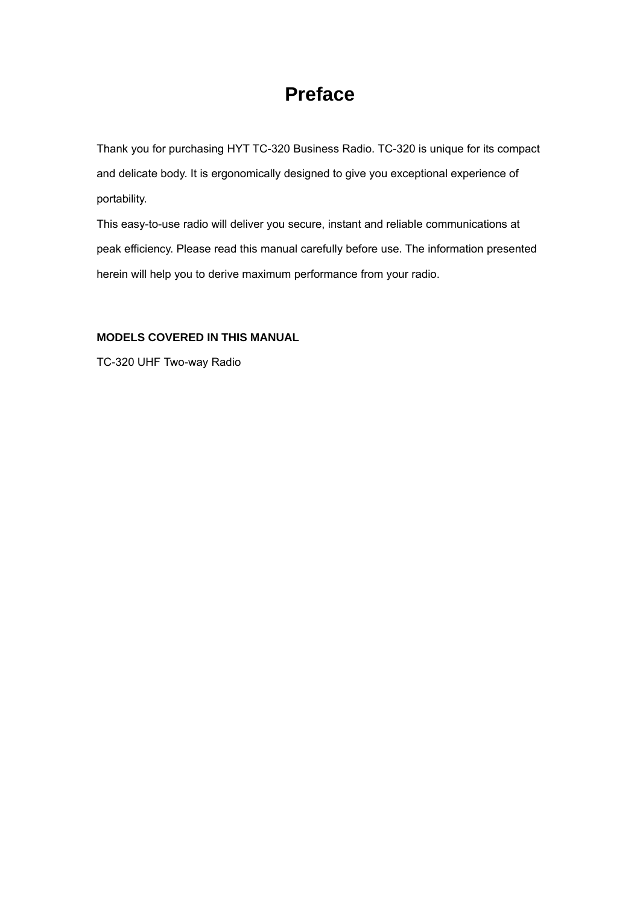# Preface

Thank you for purchasing HYT TC-320 Business Radio. TC-320 is unique for its compact and delicate body. It is ergonomically designed to give you exceptional experience of portability.

This easy-to-use radio will deliver you secure, instant and reliable communications at peak efficiency. Please read this manual carefully before use. The information presented herein will help you to derive maximum performance from your radio.

**MODELS COVERED IN THIS MANUAL**

TC-320 UHF Two-way Radio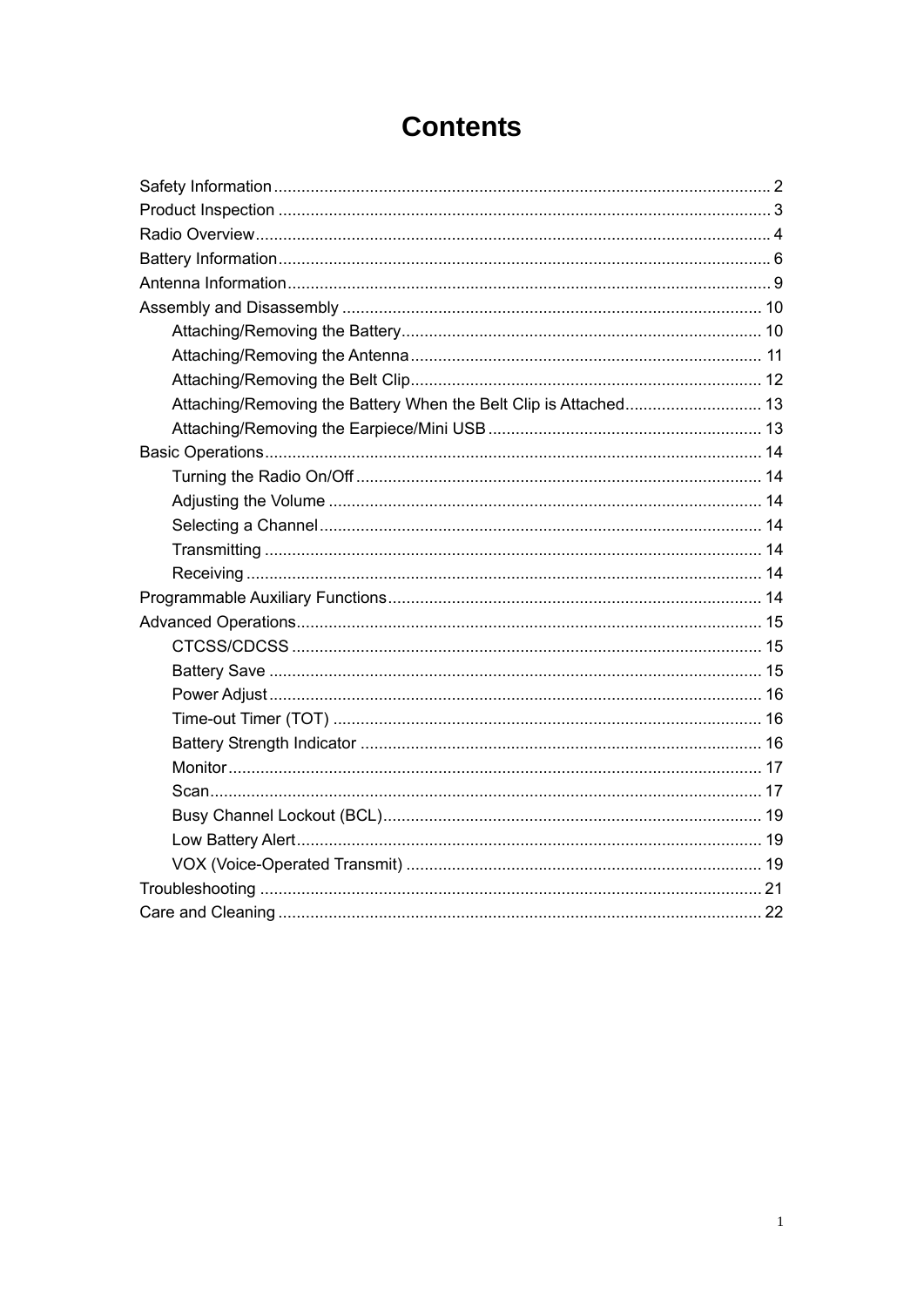# Contents

- Safety Information ........................................................................................................... 2
- Product Inspection .......................................................................................................... 3
- Radio Overview ............................................................................................................... 4
- Battery Information .......................................................................................................... 6
- Antenna Information ........................................................................................................ 9
- Assembly and Disassembly ........................................................................................... 10
    - Attaching/Removing the Battery .............................................................................. 10
    - Attaching/Removing the Antenna ............................................................................ 11
    - Attaching/Removing the Belt Clip ............................................................................ 12
    - Attaching/Removing the Battery When the Belt Clip is Attached ............................. 13
    - Attaching/Removing the Earpiece/Mini USB ........................................................... 13
- Basic Operations ............................................................................................................ 14
    - Turning the Radio On/Off ........................................................................................ 14
    - Adjusting the Volume .............................................................................................. 14
    - Selecting a Channel ................................................................................................ 14
    - Transmitting ............................................................................................................ 14
    - Receiving ................................................................................................................ 14
- Programmable Auxiliary Functions ................................................................................. 14
- Advanced Operations ..................................................................................................... 15
    - CTCSS/CDCSS ...................................................................................................... 15
    - Battery Save ........................................................................................................... 15
    - Power Adjust ........................................................................................................... 16
    - Time-out Timer (TOT) ............................................................................................. 16
    - Battery Strength Indicator ....................................................................................... 16
    - Monitor .................................................................................................................... 17
    - Scan ........................................................................................................................ 17
    - Busy Channel Lockout (BCL) .................................................................................. 19
    - Low Battery Alert ..................................................................................................... 19
    - VOX (Voice-Operated Transmit) ............................................................................. 19
- Troubleshooting ............................................................................................................. 21
- Care and Cleaning ......................................................................................................... 22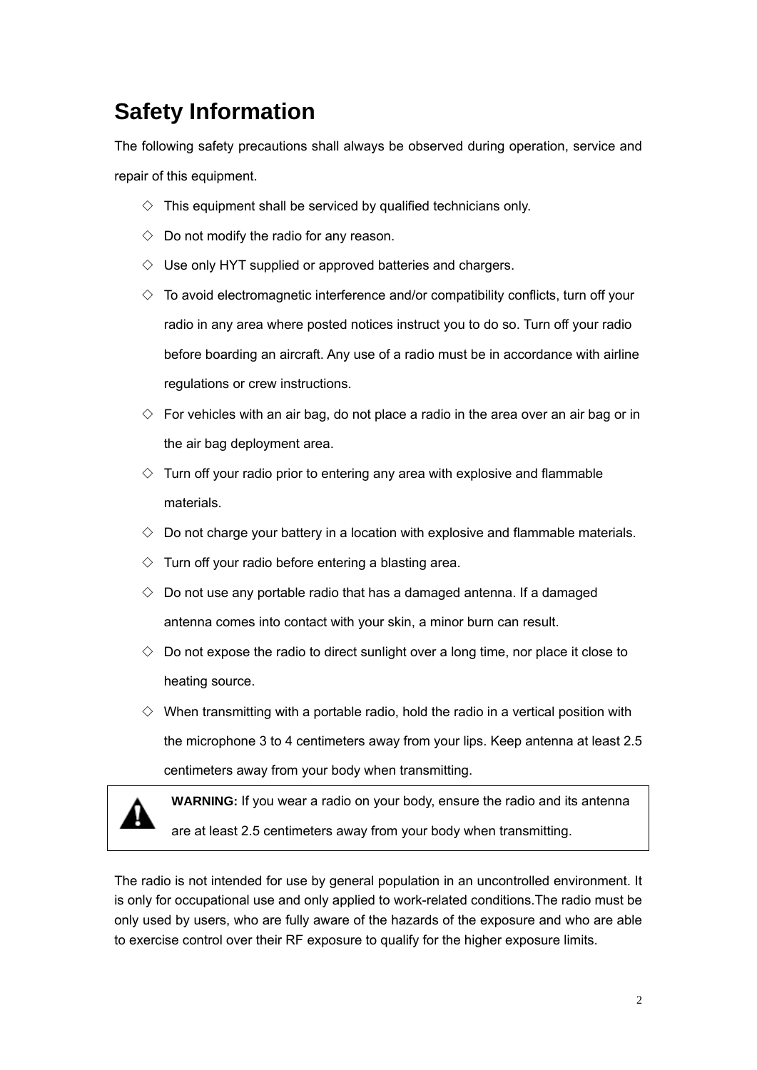# Safety Information

The following safety precautions shall always be observed during operation, service and repair of this equipment.

- ◇ This equipment shall be serviced by qualified technicians only.
- ◇ Do not modify the radio for any reason.
- ◇ Use only HYT supplied or approved batteries and chargers.
- ◇ To avoid electromagnetic interference and/or compatibility conflicts, turn off your radio in any area where posted notices instruct you to do so. Turn off your radio before boarding an aircraft. Any use of a radio must be in accordance with airline regulations or crew instructions.
- ◇ For vehicles with an air bag, do not place a radio in the area over an air bag or in the air bag deployment area.
- ◇ Turn off your radio prior to entering any area with explosive and flammable materials.
- ◇ Do not charge your battery in a location with explosive and flammable materials.
- ◇ Turn off your radio before entering a blasting area.
- ◇ Do not use any portable radio that has a damaged antenna. If a damaged antenna comes into contact with your skin, a minor burn can result.
- ◇ Do not expose the radio to direct sunlight over a long time, nor place it close to heating source.
- ◇ When transmitting with a portable radio, hold the radio in a vertical position with the microphone 3 to 4 centimeters away from your lips. Keep antenna at least 2.5 centimeters away from your body when transmitting.

> **WARNING:** If you wear a radio on your body, ensure the radio and its antenna are at least 2.5 centimeters away from your body when transmitting.

The radio is not intended for use by general population in an uncontrolled environment. It is only for occupational use and only applied to work-related conditions.The radio must be only used by users, who are fully aware of the hazards of the exposure and who are able to exercise control over their RF exposure to qualify for the higher exposure limits.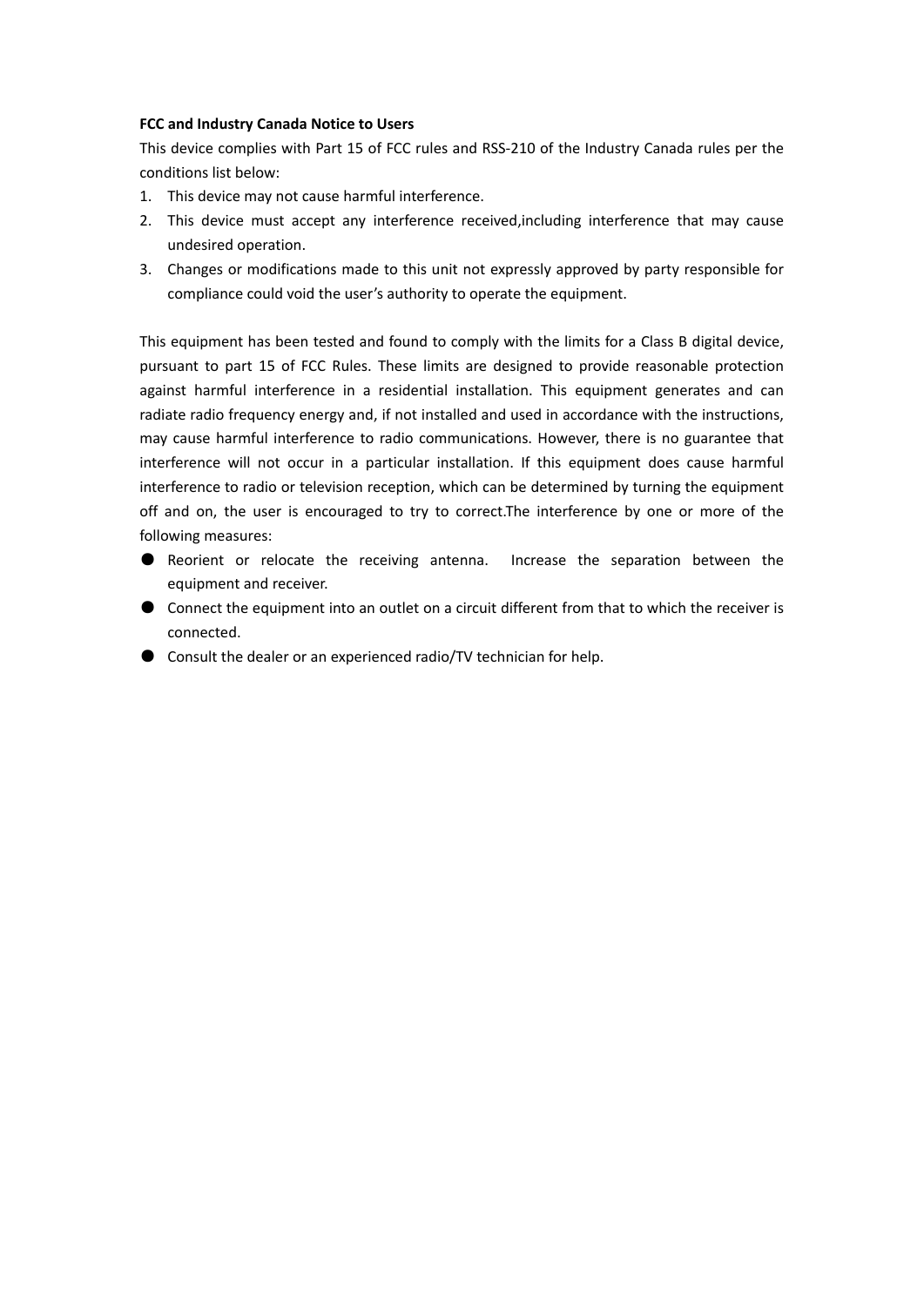**FCC and Industry Canada Notice to Users**

This device complies with Part 15 of FCC rules and RSS-210 of the Industry Canada rules per the conditions list below:

1. This device may not cause harmful interference.
2. This device must accept any interference received,including interference that may cause undesired operation.
3. Changes or modifications made to this unit not expressly approved by party responsible for compliance could void the user's authority to operate the equipment.

This equipment has been tested and found to comply with the limits for a Class B digital device, pursuant to part 15 of FCC Rules. These limits are designed to provide reasonable protection against harmful interference in a residential installation. This equipment generates and can radiate radio frequency energy and, if not installed and used in accordance with the instructions, may cause harmful interference to radio communications. However, there is no guarantee that interference will not occur in a particular installation. If this equipment does cause harmful interference to radio or television reception, which can be determined by turning the equipment off and on, the user is encouraged to try to correct.The interference by one or more of the following measures:

- Reorient or relocate the receiving antenna. Increase the separation between the equipment and receiver.
- Connect the equipment into an outlet on a circuit different from that to which the receiver is connected.
- Consult the dealer or an experienced radio/TV technician for help.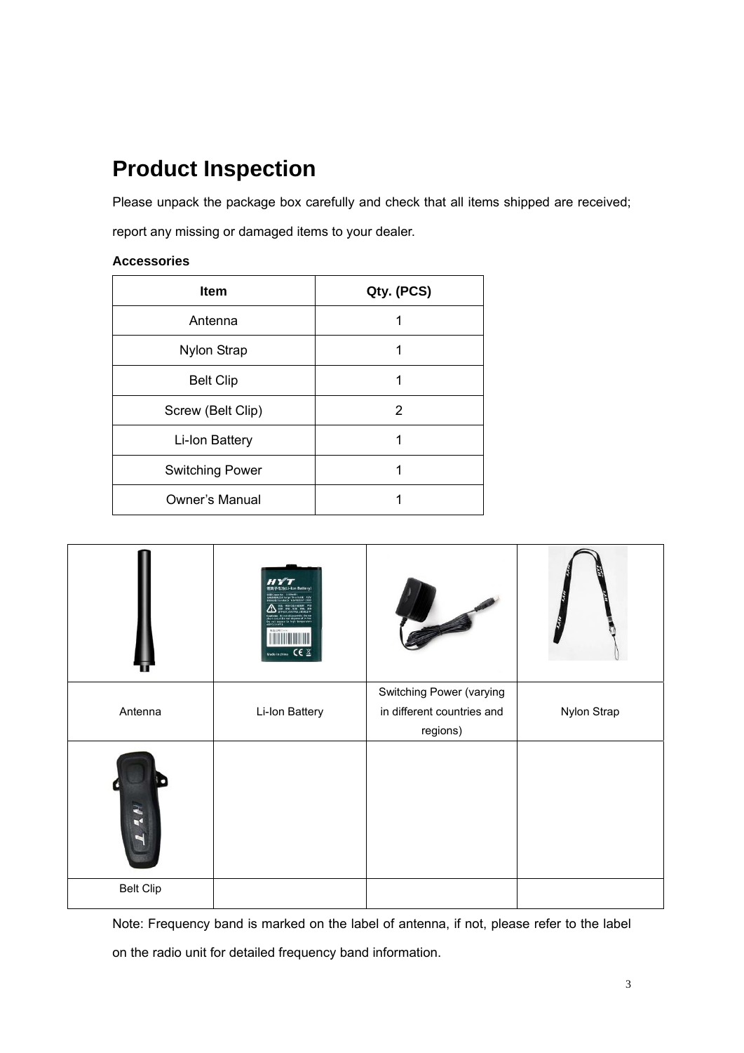# Product Inspection

Please unpack the package box carefully and check that all items shipped are received; report any missing or damaged items to your dealer.

**Accessories**

| Item | Qty. (PCS) |
|---|---|
| Antenna | 1 |
| Nylon Strap | 1 |
| Belt Clip | 1 |
| Screw (Belt Clip) | 2 |
| Li-Ion Battery | 1 |
| Switching Power | 1 |
| Owner's Manual | 1 |

| | | | |
|---|---|---|---|
| | | | |
| Antenna | Li-Ion Battery | Switching Power (varying in different countries and regions) | Nylon Strap |
| | | | |
| Belt Clip | | | |

Note: Frequency band is marked on the label of antenna, if not, please refer to the label on the radio unit for detailed frequency band information.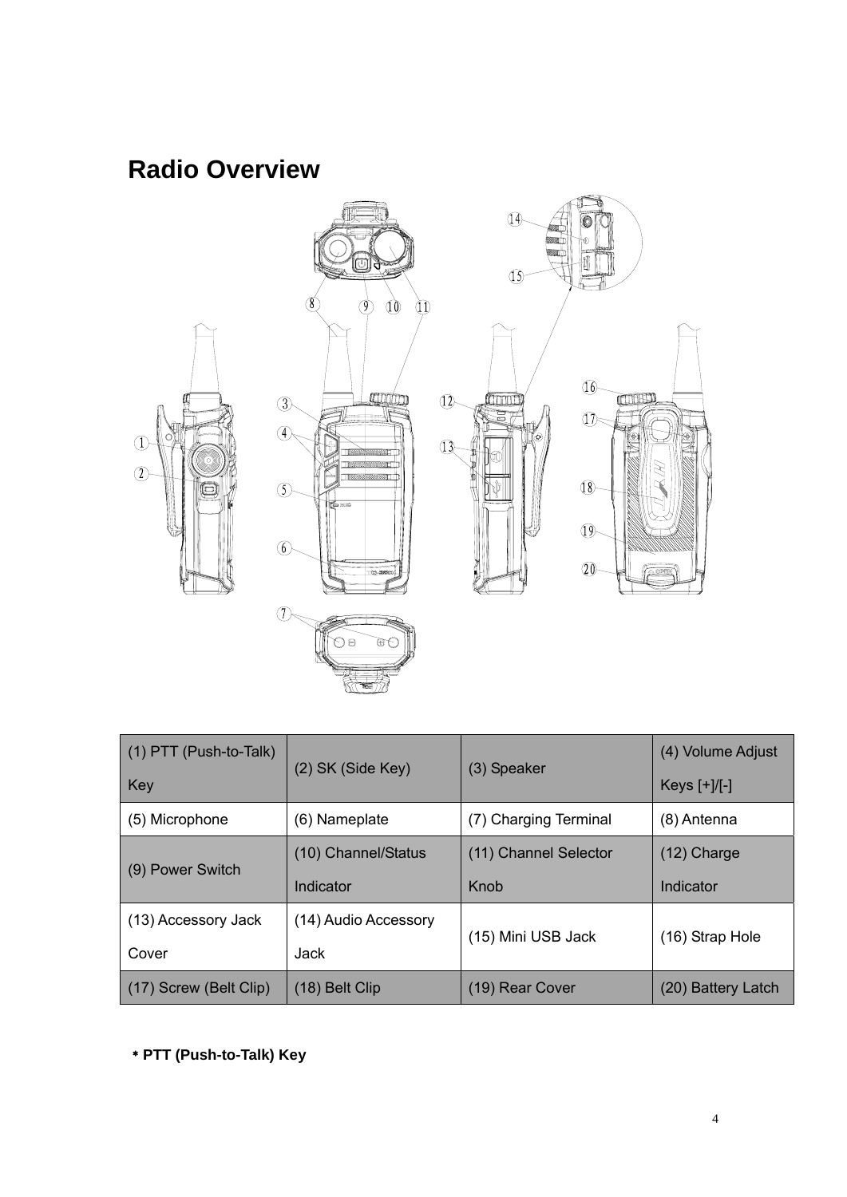# Radio Overview

| (1) PTT (Push-to-Talk) Key | (2) SK (Side Key) | (3) Speaker | (4) Volume Adjust Keys [+]/[-] |
|---|---|---|---|
| (5) Microphone | (6) Nameplate | (7) Charging Terminal | (8) Antenna |
| (9) Power Switch | (10) Channel/Status Indicator | (11) Channel Selector Knob | (12) Charge Indicator |
| (13) Accessory Jack Cover | (14) Audio Accessory Jack | (15) Mini USB Jack | (16) Strap Hole |
| (17) Screw (Belt Clip) | (18) Belt Clip | (19) Rear Cover | (20) Battery Latch |

**\* PTT (Push-to-Talk) Key**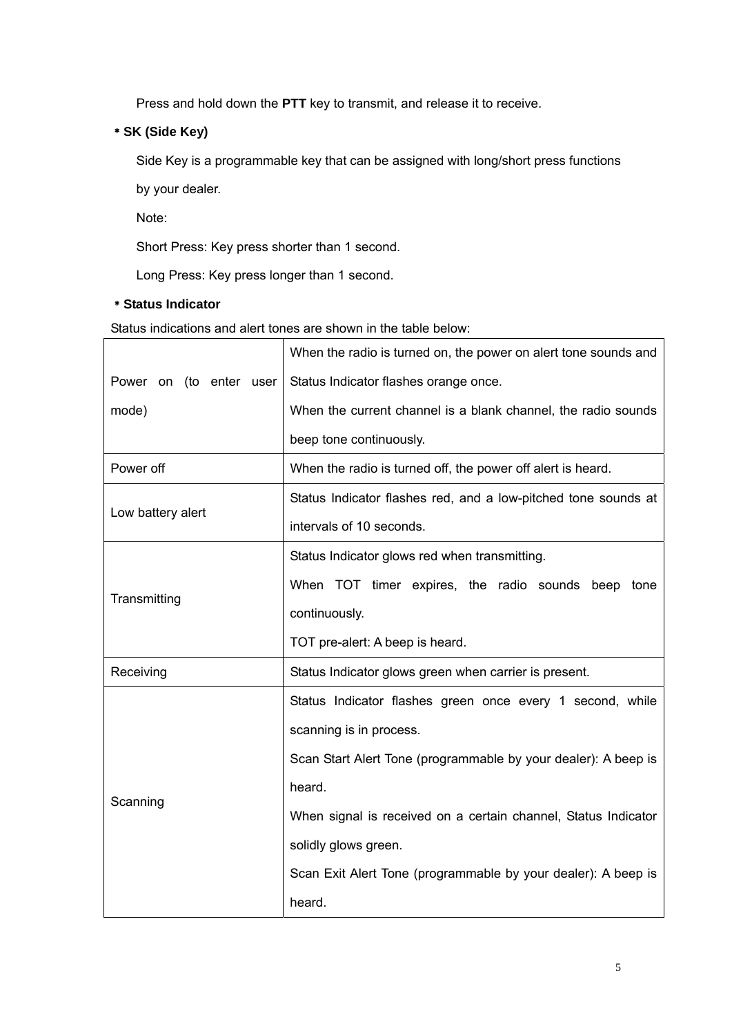Press and hold down the **PTT** key to transmit, and release it to receive.

**\* SK (Side Key)**

Side Key is a programmable key that can be assigned with long/short press functions by your dealer.

Note:

Short Press: Key press shorter than 1 second.

Long Press: Key press longer than 1 second.

**\* Status Indicator**

Status indications and alert tones are shown in the table below:

| | |
|---|---|
| Power on (to enter user mode) | When the radio is turned on, the power on alert tone sounds and Status Indicator flashes orange once.<br>When the current channel is a blank channel, the radio sounds beep tone continuously. |
| Power off | When the radio is turned off, the power off alert is heard. |
| Low battery alert | Status Indicator flashes red, and a low-pitched tone sounds at intervals of 10 seconds. |
| Transmitting | Status Indicator glows red when transmitting.<br>When TOT timer expires, the radio sounds beep tone continuously.<br>TOT pre-alert: A beep is heard. |
| Receiving | Status Indicator glows green when carrier is present. |
| Scanning | Status Indicator flashes green once every 1 second, while scanning is in process.<br>Scan Start Alert Tone (programmable by your dealer): A beep is heard.<br>When signal is received on a certain channel, Status Indicator solidly glows green.<br>Scan Exit Alert Tone (programmable by your dealer): A beep is heard. |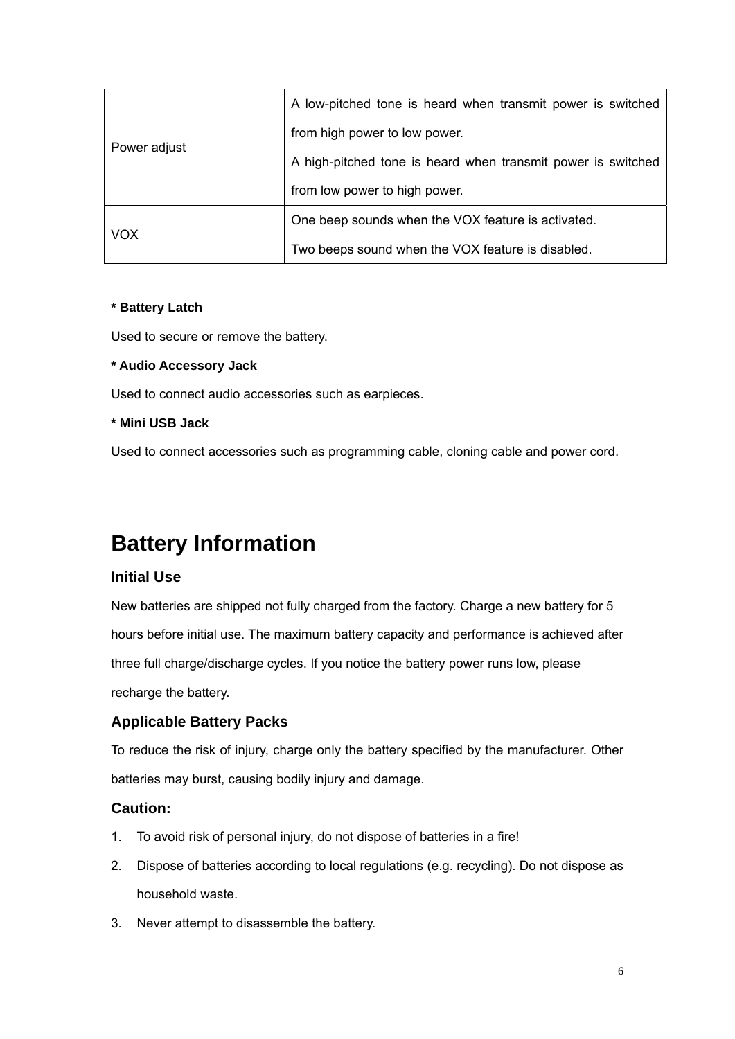| | |
|---|---|
| Power adjust | A low-pitched tone is heard when transmit power is switched from high power to low power.<br>A high-pitched tone is heard when transmit power is switched from low power to high power. |
| VOX | One beep sounds when the VOX feature is activated.<br>Two beeps sound when the VOX feature is disabled. |

**\* Battery Latch**

Used to secure or remove the battery.

**\* Audio Accessory Jack**

Used to connect audio accessories such as earpieces.

**\* Mini USB Jack**

Used to connect accessories such as programming cable, cloning cable and power cord.

# Battery Information

## Initial Use

New batteries are shipped not fully charged from the factory. Charge a new battery for 5 hours before initial use. The maximum battery capacity and performance is achieved after three full charge/discharge cycles. If you notice the battery power runs low, please recharge the battery.

## Applicable Battery Packs

To reduce the risk of injury, charge only the battery specified by the manufacturer. Other batteries may burst, causing bodily injury and damage.

## Caution:

1. To avoid risk of personal injury, do not dispose of batteries in a fire!
2. Dispose of batteries according to local regulations (e.g. recycling). Do not dispose as household waste.
3. Never attempt to disassemble the battery.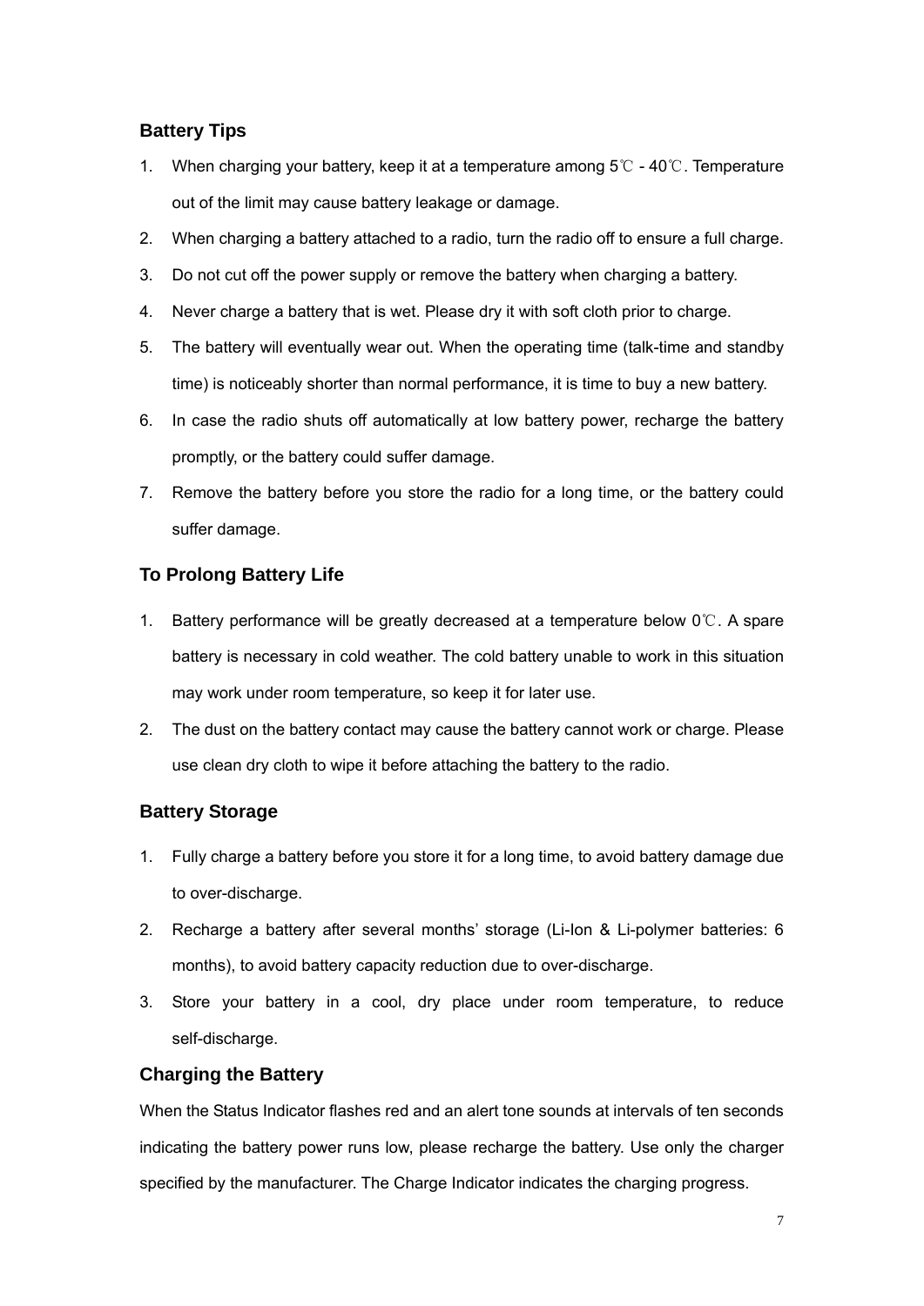## Battery Tips

1. When charging your battery, keep it at a temperature among 5℃ - 40℃. Temperature out of the limit may cause battery leakage or damage.
2. When charging a battery attached to a radio, turn the radio off to ensure a full charge.
3. Do not cut off the power supply or remove the battery when charging a battery.
4. Never charge a battery that is wet. Please dry it with soft cloth prior to charge.
5. The battery will eventually wear out. When the operating time (talk-time and standby time) is noticeably shorter than normal performance, it is time to buy a new battery.
6. In case the radio shuts off automatically at low battery power, recharge the battery promptly, or the battery could suffer damage.
7. Remove the battery before you store the radio for a long time, or the battery could suffer damage.

## To Prolong Battery Life

1. Battery performance will be greatly decreased at a temperature below 0℃. A spare battery is necessary in cold weather. The cold battery unable to work in this situation may work under room temperature, so keep it for later use.
2. The dust on the battery contact may cause the battery cannot work or charge. Please use clean dry cloth to wipe it before attaching the battery to the radio.

## Battery Storage

1. Fully charge a battery before you store it for a long time, to avoid battery damage due to over-discharge.
2. Recharge a battery after several months' storage (Li-Ion & Li-polymer batteries: 6 months), to avoid battery capacity reduction due to over-discharge.
3. Store your battery in a cool, dry place under room temperature, to reduce self-discharge.

## Charging the Battery

When the Status Indicator flashes red and an alert tone sounds at intervals of ten seconds indicating the battery power runs low, please recharge the battery. Use only the charger specified by the manufacturer. The Charge Indicator indicates the charging progress.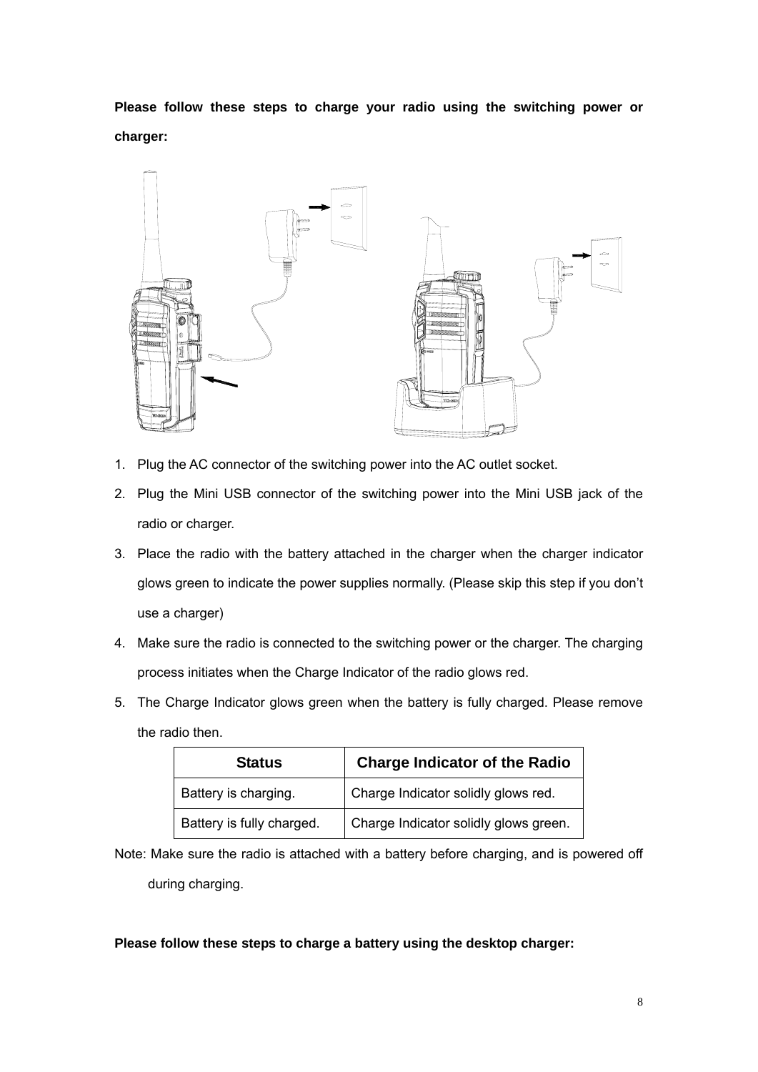**Please follow these steps to charge your radio using the switching power or charger:**

1. Plug the AC connector of the switching power into the AC outlet socket.
2. Plug the Mini USB connector of the switching power into the Mini USB jack of the radio or charger.
3. Place the radio with the battery attached in the charger when the charger indicator glows green to indicate the power supplies normally. (Please skip this step if you don't use a charger)
4. Make sure the radio is connected to the switching power or the charger. The charging process initiates when the Charge Indicator of the radio glows red.
5. The Charge Indicator glows green when the battery is fully charged. Please remove the radio then.

| Status | Charge Indicator of the Radio |
|---|---|
| Battery is charging. | Charge Indicator solidly glows red. |
| Battery is fully charged. | Charge Indicator solidly glows green. |

Note: Make sure the radio is attached with a battery before charging, and is powered off during charging.

**Please follow these steps to charge a battery using the desktop charger:**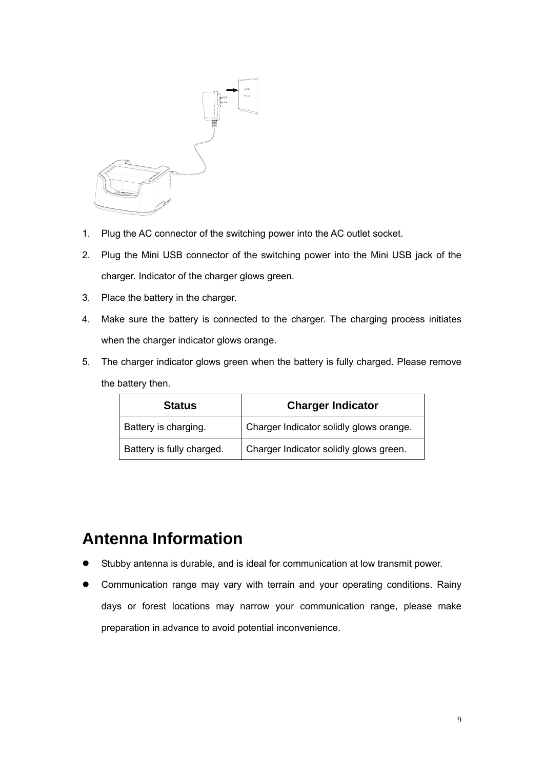1. Plug the AC connector of the switching power into the AC outlet socket.
2. Plug the Mini USB connector of the switching power into the Mini USB jack of the charger. Indicator of the charger glows green.
3. Place the battery in the charger.
4. Make sure the battery is connected to the charger. The charging process initiates when the charger indicator glows orange.
5. The charger indicator glows green when the battery is fully charged. Please remove the battery then.

| Status | Charger Indicator |
| --- | --- |
| Battery is charging. | Charger Indicator solidly glows orange. |
| Battery is fully charged. | Charger Indicator solidly glows green. |

# Antenna Information

- Stubby antenna is durable, and is ideal for communication at low transmit power.
- Communication range may vary with terrain and your operating conditions. Rainy days or forest locations may narrow your communication range, please make preparation in advance to avoid potential inconvenience.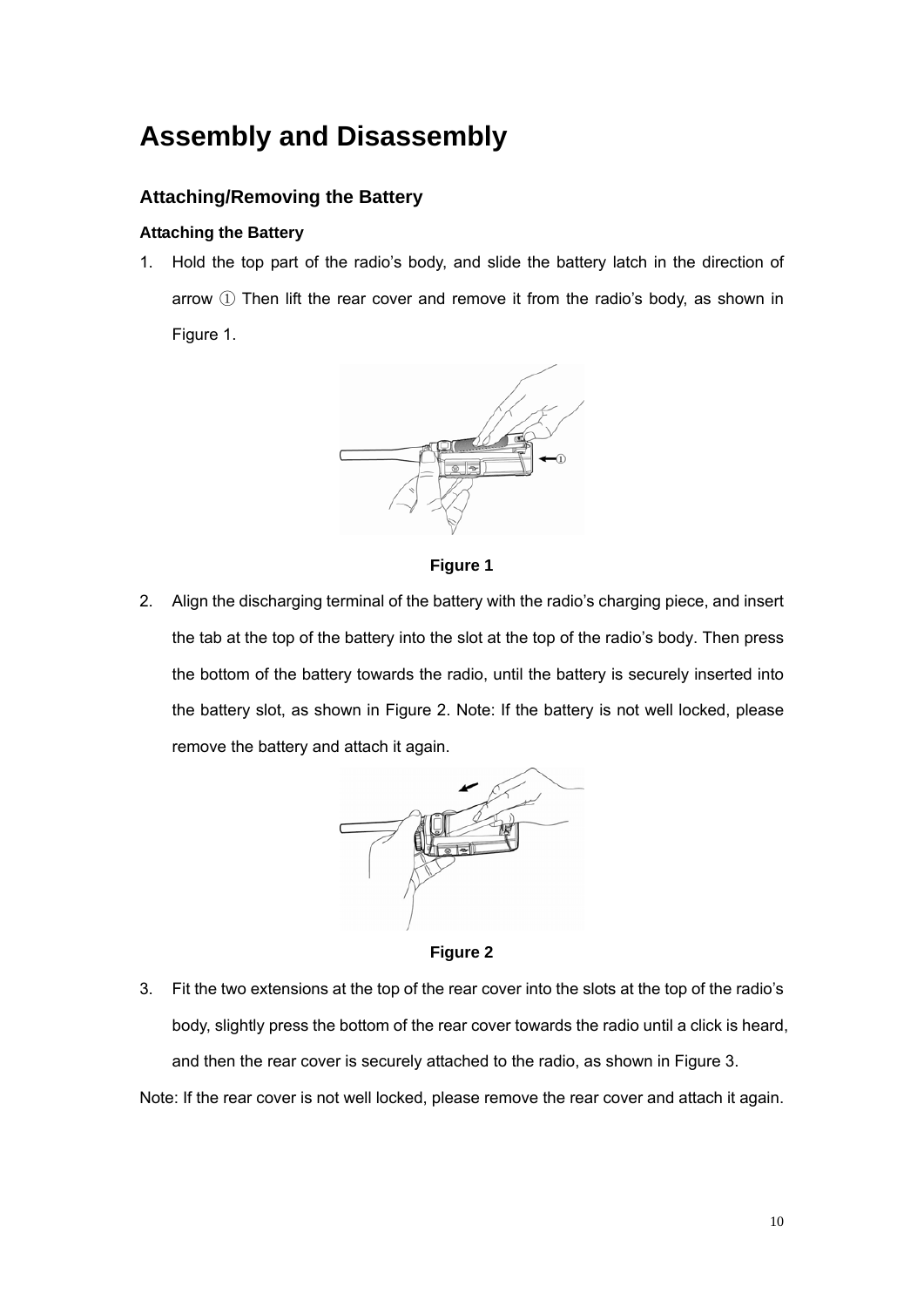# Assembly and Disassembly

## Attaching/Removing the Battery

### Attaching the Battery

1. Hold the top part of the radio's body, and slide the battery latch in the direction of arrow ① Then lift the rear cover and remove it from the radio's body, as shown in Figure 1.

**Figure 1**

2. Align the discharging terminal of the battery with the radio's charging piece, and insert the tab at the top of the battery into the slot at the top of the radio's body. Then press the bottom of the battery towards the radio, until the battery is securely inserted into the battery slot, as shown in Figure 2. Note: If the battery is not well locked, please remove the battery and attach it again.

**Figure 2**

3. Fit the two extensions at the top of the rear cover into the slots at the top of the radio's body, slightly press the bottom of the rear cover towards the radio until a click is heard, and then the rear cover is securely attached to the radio, as shown in Figure 3.

Note: If the rear cover is not well locked, please remove the rear cover and attach it again.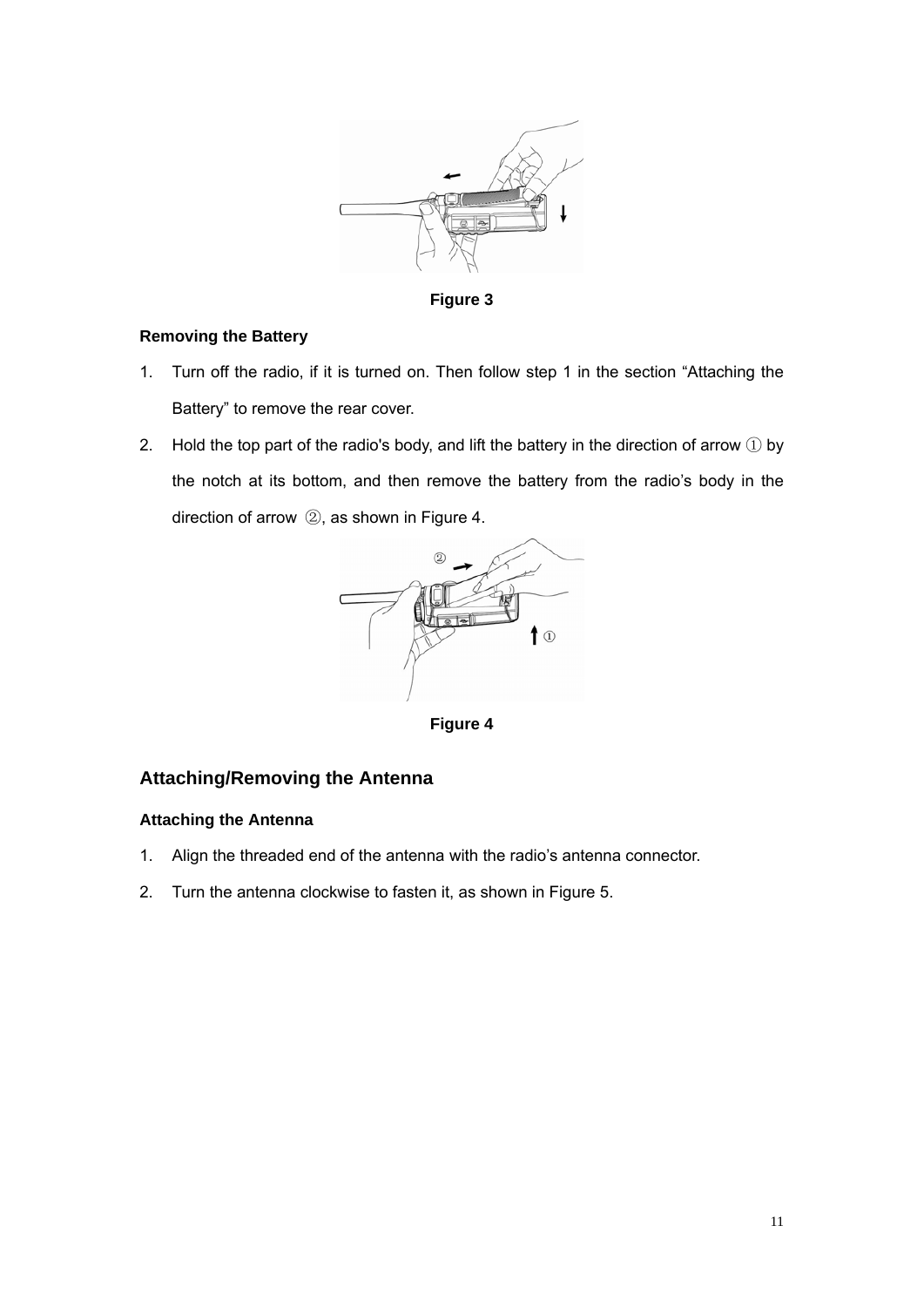Figure 3

### Removing the Battery

1. Turn off the radio, if it is turned on. Then follow step 1 in the section "Attaching the Battery" to remove the rear cover.
2. Hold the top part of the radio's body, and lift the battery in the direction of arrow ① by the notch at its bottom, and then remove the battery from the radio's body in the direction of arrow ②, as shown in Figure 4.

Figure 4

## Attaching/Removing the Antenna

### Attaching the Antenna

1. Align the threaded end of the antenna with the radio's antenna connector.
2. Turn the antenna clockwise to fasten it, as shown in Figure 5.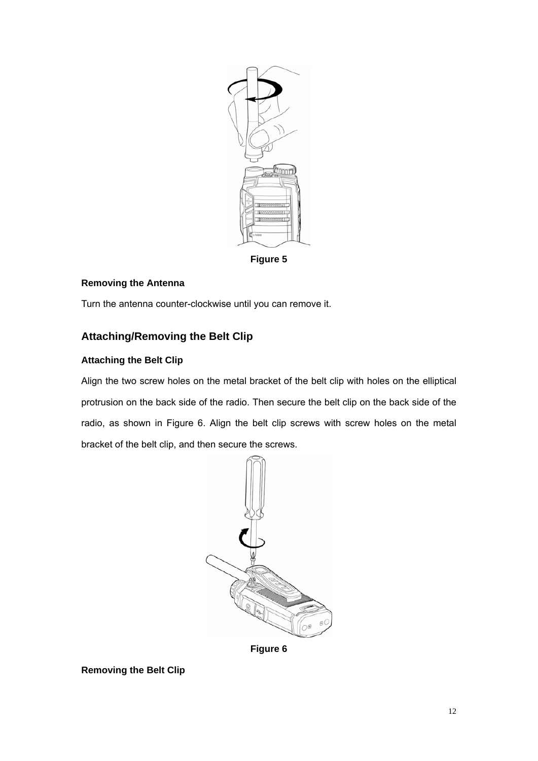Figure 5

**Removing the Antenna**

Turn the antenna counter-clockwise until you can remove it.

## Attaching/Removing the Belt Clip

**Attaching the Belt Clip**

Align the two screw holes on the metal bracket of the belt clip with holes on the elliptical protrusion on the back side of the radio. Then secure the belt clip on the back side of the radio, as shown in Figure 6. Align the belt clip screws with screw holes on the metal bracket of the belt clip, and then secure the screws.

Figure 6

**Removing the Belt Clip**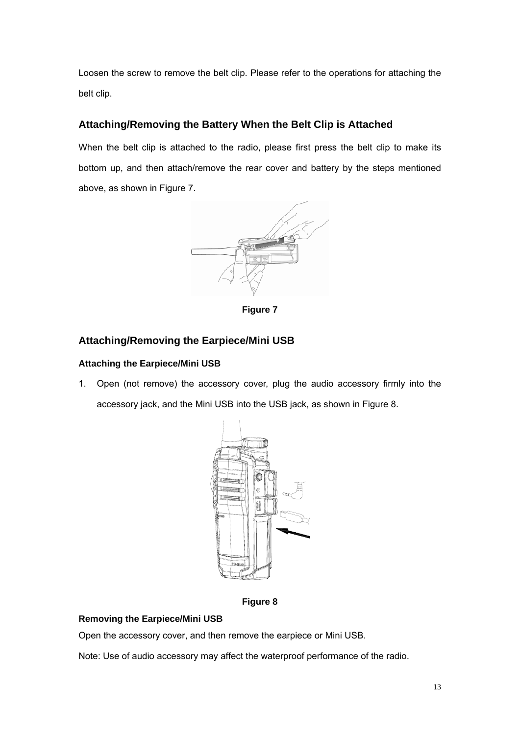Loosen the screw to remove the belt clip. Please refer to the operations for attaching the belt clip.

## Attaching/Removing the Battery When the Belt Clip is Attached

When the belt clip is attached to the radio, please first press the belt clip to make its bottom up, and then attach/remove the rear cover and battery by the steps mentioned above, as shown in Figure 7.

**Figure 7**

## Attaching/Removing the Earpiece/Mini USB

### Attaching the Earpiece/Mini USB

1. Open (not remove) the accessory cover, plug the audio accessory firmly into the accessory jack, and the Mini USB into the USB jack, as shown in Figure 8.

**Figure 8**

### Removing the Earpiece/Mini USB

Open the accessory cover, and then remove the earpiece or Mini USB.

Note: Use of audio accessory may affect the waterproof performance of the radio.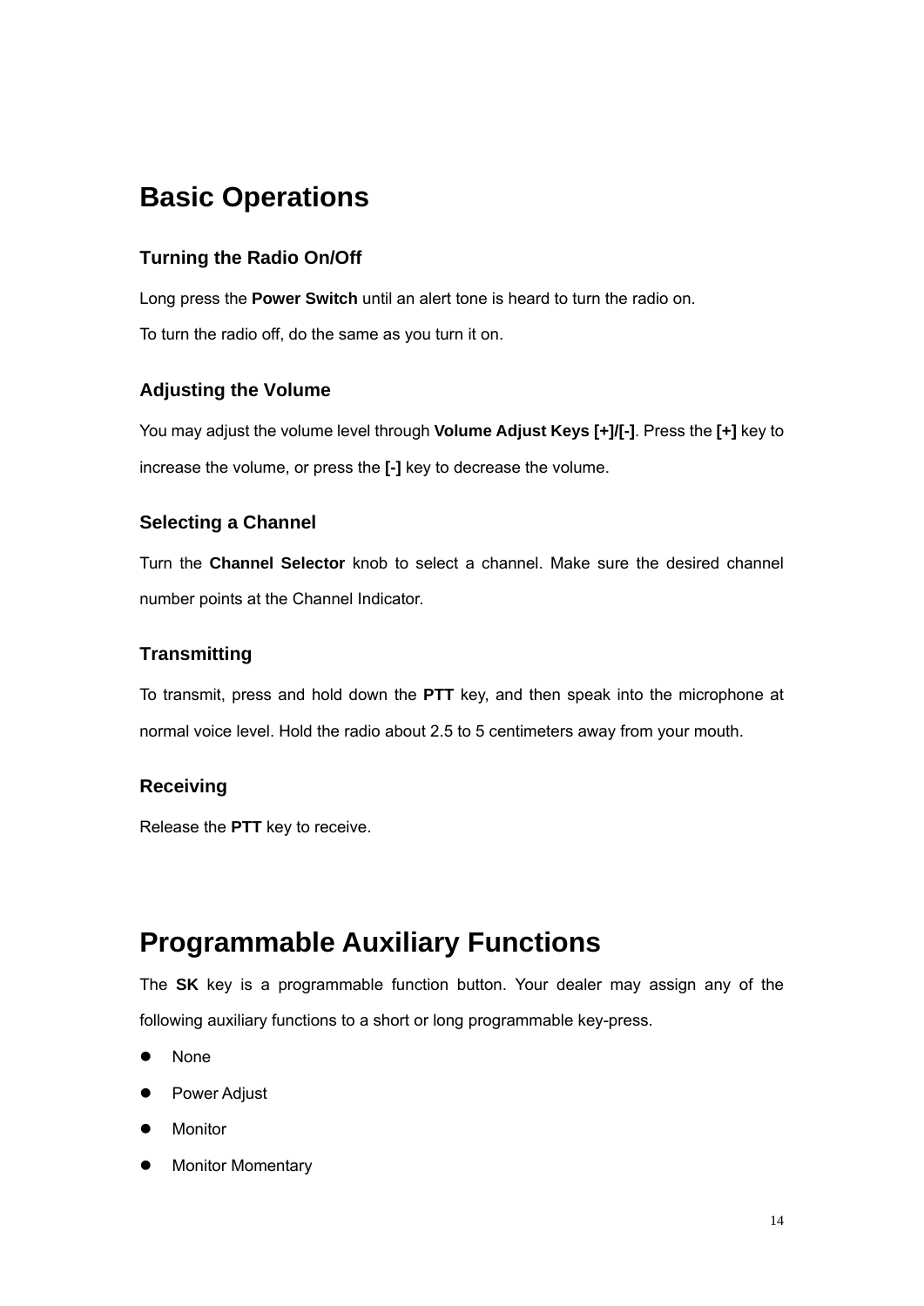# Basic Operations

## Turning the Radio On/Off

Long press the **Power Switch** until an alert tone is heard to turn the radio on.

To turn the radio off, do the same as you turn it on.

## Adjusting the Volume

You may adjust the volume level through **Volume Adjust Keys [+]/[-]**. Press the **[+]** key to increase the volume, or press the **[-]** key to decrease the volume.

## Selecting a Channel

Turn the **Channel Selector** knob to select a channel. Make sure the desired channel number points at the Channel Indicator.

## Transmitting

To transmit, press and hold down the **PTT** key, and then speak into the microphone at normal voice level. Hold the radio about 2.5 to 5 centimeters away from your mouth.

## Receiving

Release the **PTT** key to receive.

# Programmable Auxiliary Functions

The **SK** key is a programmable function button. Your dealer may assign any of the following auxiliary functions to a short or long programmable key-press.

- None
- Power Adjust
- Monitor
- Monitor Momentary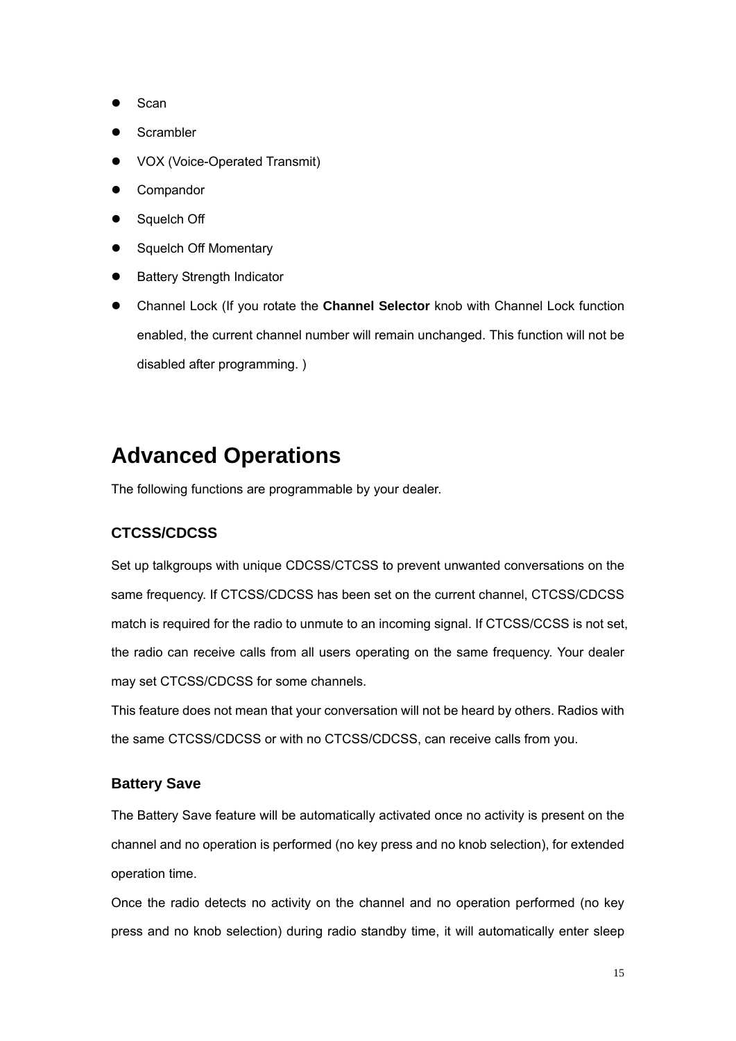- Scan
- Scrambler
- VOX (Voice-Operated Transmit)
- Compandor
- Squelch Off
- Squelch Off Momentary
- Battery Strength Indicator
- Channel Lock (If you rotate the **Channel Selector** knob with Channel Lock function enabled, the current channel number will remain unchanged. This function will not be disabled after programming. )

# Advanced Operations

The following functions are programmable by your dealer.

### CTCSS/CDCSS

Set up talkgroups with unique CDCSS/CTCSS to prevent unwanted conversations on the same frequency. If CTCSS/CDCSS has been set on the current channel, CTCSS/CDCSS match is required for the radio to unmute to an incoming signal. If CTCSS/CCSS is not set, the radio can receive calls from all users operating on the same frequency. Your dealer may set CTCSS/CDCSS for some channels.

This feature does not mean that your conversation will not be heard by others. Radios with the same CTCSS/CDCSS or with no CTCSS/CDCSS, can receive calls from you.

### Battery Save

The Battery Save feature will be automatically activated once no activity is present on the channel and no operation is performed (no key press and no knob selection), for extended operation time.

Once the radio detects no activity on the channel and no operation performed (no key press and no knob selection) during radio standby time, it will automatically enter sleep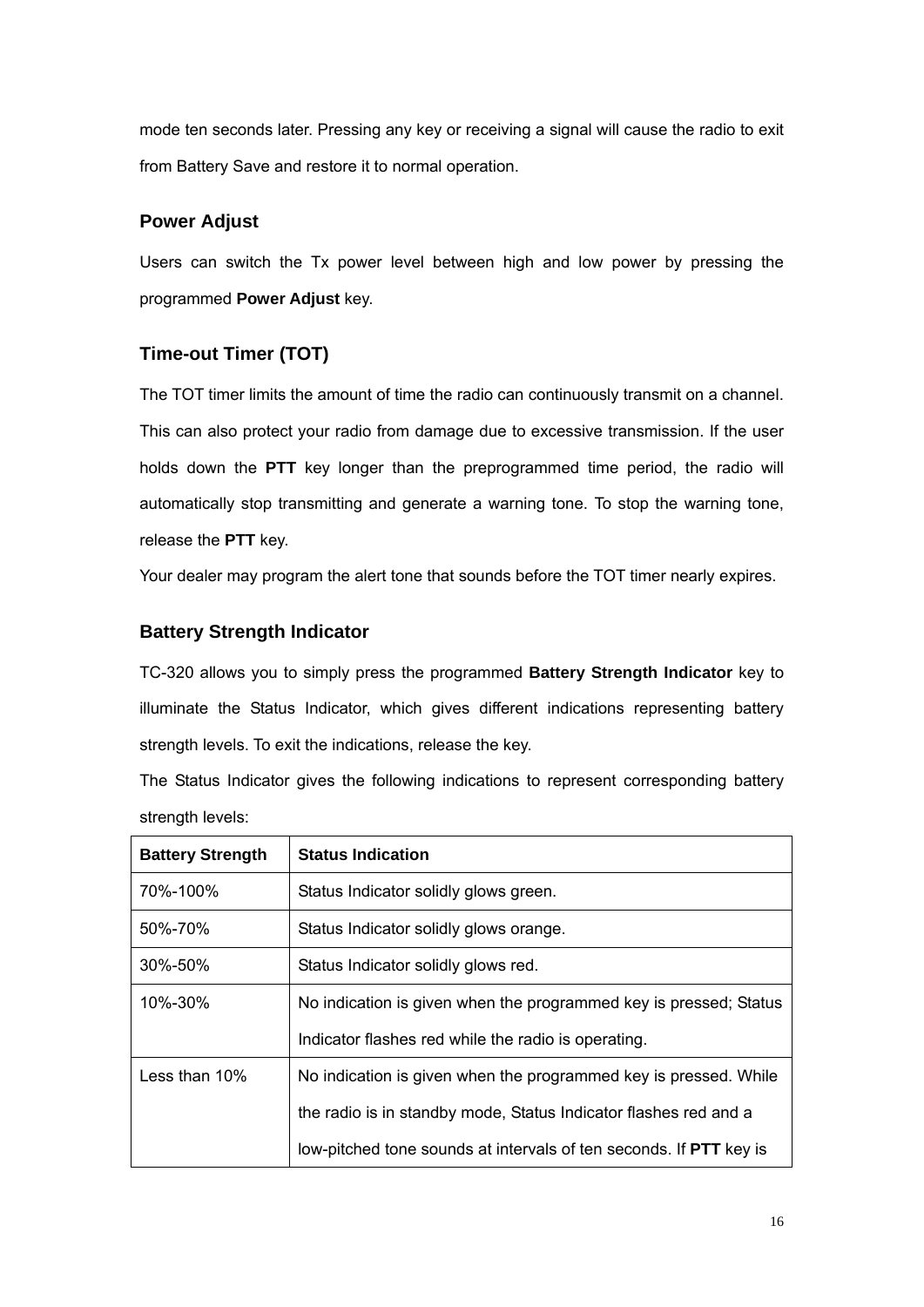mode ten seconds later. Pressing any key or receiving a signal will cause the radio to exit from Battery Save and restore it to normal operation.

### Power Adjust

Users can switch the Tx power level between high and low power by pressing the programmed **Power Adjust** key.

### Time-out Timer (TOT)

The TOT timer limits the amount of time the radio can continuously transmit on a channel. This can also protect your radio from damage due to excessive transmission. If the user holds down the **PTT** key longer than the preprogrammed time period, the radio will automatically stop transmitting and generate a warning tone. To stop the warning tone, release the **PTT** key.

Your dealer may program the alert tone that sounds before the TOT timer nearly expires.

### Battery Strength Indicator

TC-320 allows you to simply press the programmed **Battery Strength Indicator** key to illuminate the Status Indicator, which gives different indications representing battery strength levels. To exit the indications, release the key.

The Status Indicator gives the following indications to represent corresponding battery strength levels:

| **Battery Strength** | **Status Indication** |
|---|---|
| 70%-100% | Status Indicator solidly glows green. |
| 50%-70% | Status Indicator solidly glows orange. |
| 30%-50% | Status Indicator solidly glows red. |
| 10%-30% | No indication is given when the programmed key is pressed; Status Indicator flashes red while the radio is operating. |
| Less than 10% | No indication is given when the programmed key is pressed. While the radio is in standby mode, Status Indicator flashes red and a low-pitched tone sounds at intervals of ten seconds. If **PTT** key is |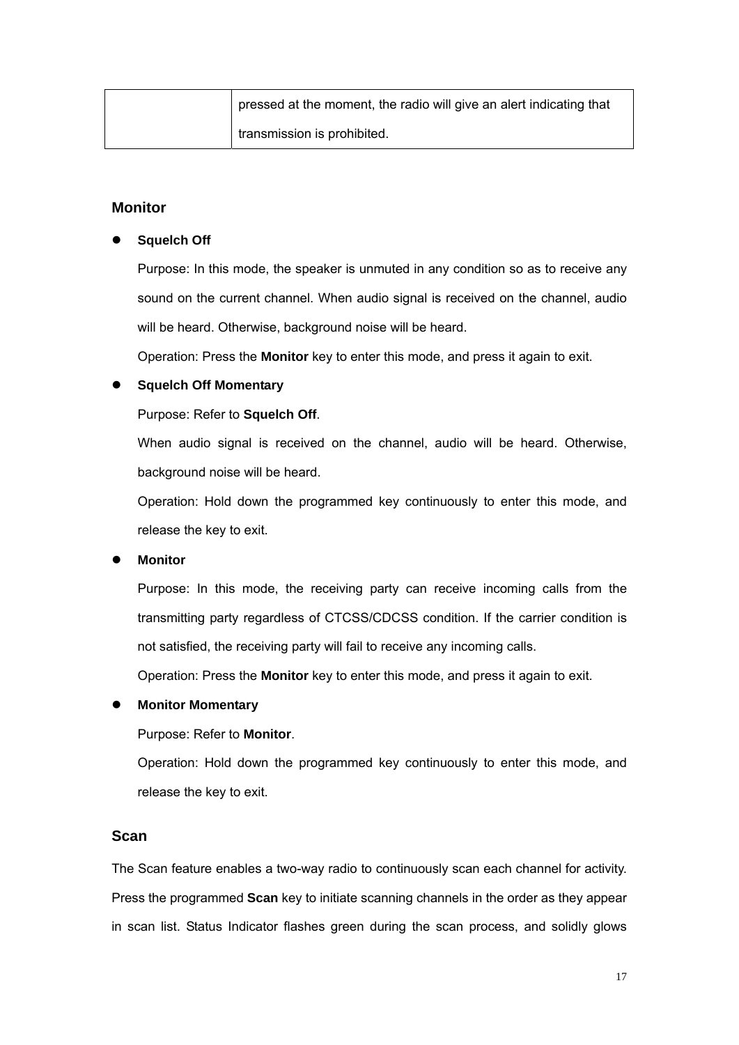|  | pressed at the moment, the radio will give an alert indicating that transmission is prohibited. |
|---|---|

### Monitor

- **Squelch Off**

  Purpose: In this mode, the speaker is unmuted in any condition so as to receive any sound on the current channel. When audio signal is received on the channel, audio will be heard. Otherwise, background noise will be heard.

  Operation: Press the **Monitor** key to enter this mode, and press it again to exit.

- **Squelch Off Momentary**

  Purpose: Refer to **Squelch Off**.

  When audio signal is received on the channel, audio will be heard. Otherwise, background noise will be heard.

  Operation: Hold down the programmed key continuously to enter this mode, and release the key to exit.

- **Monitor**

  Purpose: In this mode, the receiving party can receive incoming calls from the transmitting party regardless of CTCSS/CDCSS condition. If the carrier condition is not satisfied, the receiving party will fail to receive any incoming calls.

  Operation: Press the **Monitor** key to enter this mode, and press it again to exit.

- **Monitor Momentary**

  Purpose: Refer to **Monitor**.

  Operation: Hold down the programmed key continuously to enter this mode, and release the key to exit.

### Scan

The Scan feature enables a two-way radio to continuously scan each channel for activity. Press the programmed **Scan** key to initiate scanning channels in the order as they appear in scan list. Status Indicator flashes green during the scan process, and solidly glows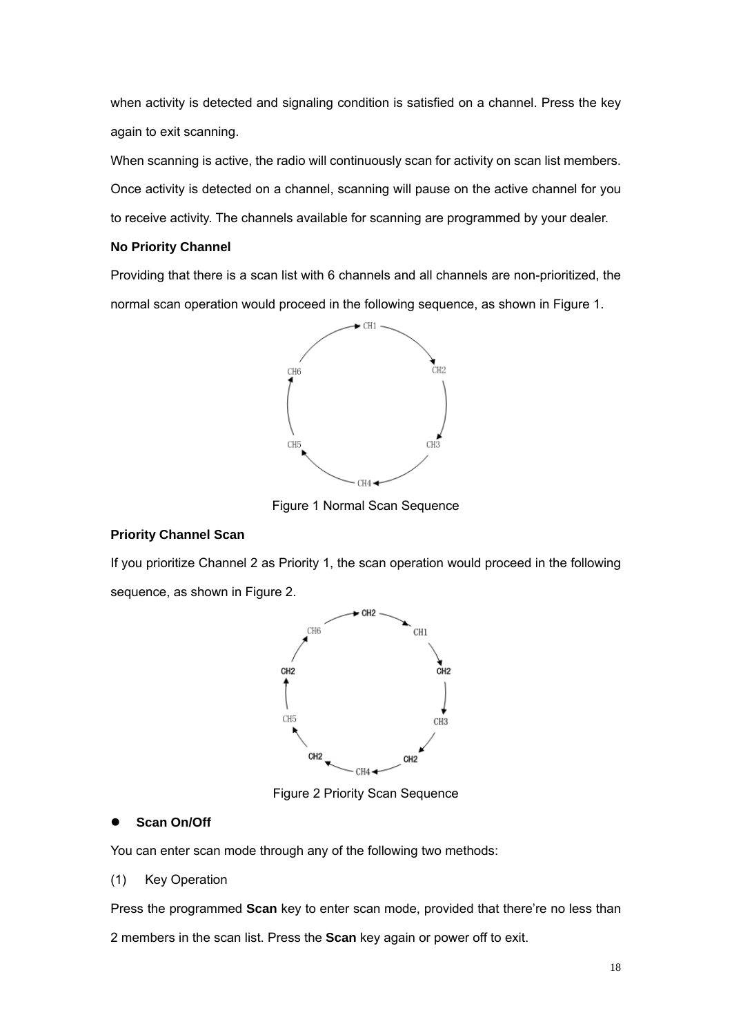when activity is detected and signaling condition is satisfied on a channel. Press the key again to exit scanning.

When scanning is active, the radio will continuously scan for activity on scan list members. Once activity is detected on a channel, scanning will pause on the active channel for you to receive activity. The channels available for scanning are programmed by your dealer.

**No Priority Channel**

Providing that there is a scan list with 6 channels and all channels are non-prioritized, the normal scan operation would proceed in the following sequence, as shown in Figure 1.

Figure 1 Normal Scan Sequence

**Priority Channel Scan**

If you prioritize Channel 2 as Priority 1, the scan operation would proceed in the following sequence, as shown in Figure 2.

Figure 2 Priority Scan Sequence

- **Scan On/Off**

You can enter scan mode through any of the following two methods:

(1) Key Operation

Press the programmed **Scan** key to enter scan mode, provided that there're no less than 2 members in the scan list. Press the **Scan** key again or power off to exit.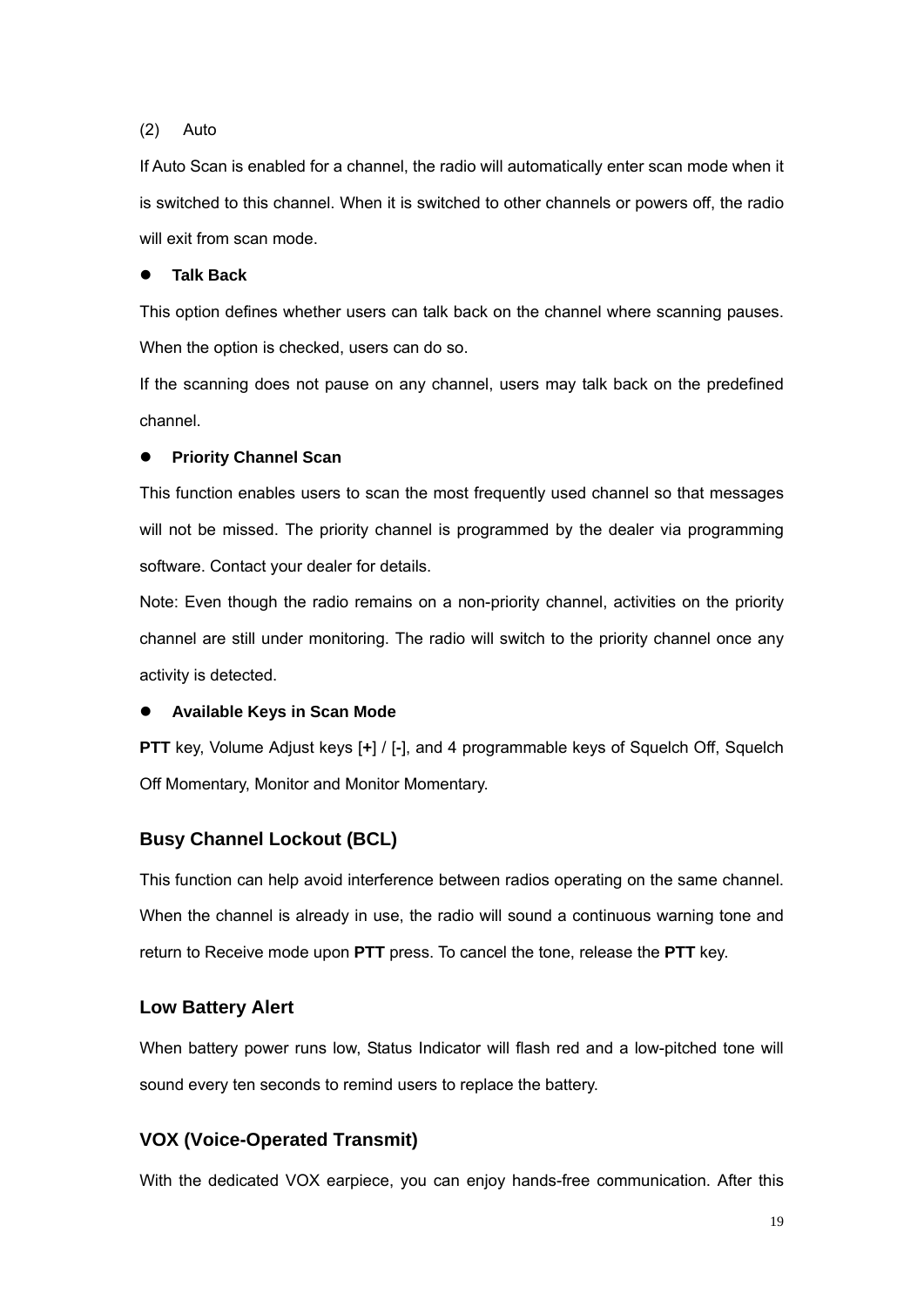(2) Auto

If Auto Scan is enabled for a channel, the radio will automatically enter scan mode when it is switched to this channel. When it is switched to other channels or powers off, the radio will exit from scan mode.

- **Talk Back**

This option defines whether users can talk back on the channel where scanning pauses. When the option is checked, users can do so.

If the scanning does not pause on any channel, users may talk back on the predefined channel.

- **Priority Channel Scan**

This function enables users to scan the most frequently used channel so that messages will not be missed. The priority channel is programmed by the dealer via programming software. Contact your dealer for details.

Note: Even though the radio remains on a non-priority channel, activities on the priority channel are still under monitoring. The radio will switch to the priority channel once any activity is detected.

- **Available Keys in Scan Mode**

**PTT** key, Volume Adjust keys [**+**] / [**-**], and 4 programmable keys of Squelch Off, Squelch Off Momentary, Monitor and Monitor Momentary.

### Busy Channel Lockout (BCL)

This function can help avoid interference between radios operating on the same channel. When the channel is already in use, the radio will sound a continuous warning tone and return to Receive mode upon **PTT** press. To cancel the tone, release the **PTT** key.

### Low Battery Alert

When battery power runs low, Status Indicator will flash red and a low-pitched tone will sound every ten seconds to remind users to replace the battery.

### VOX (Voice-Operated Transmit)

With the dedicated VOX earpiece, you can enjoy hands-free communication. After this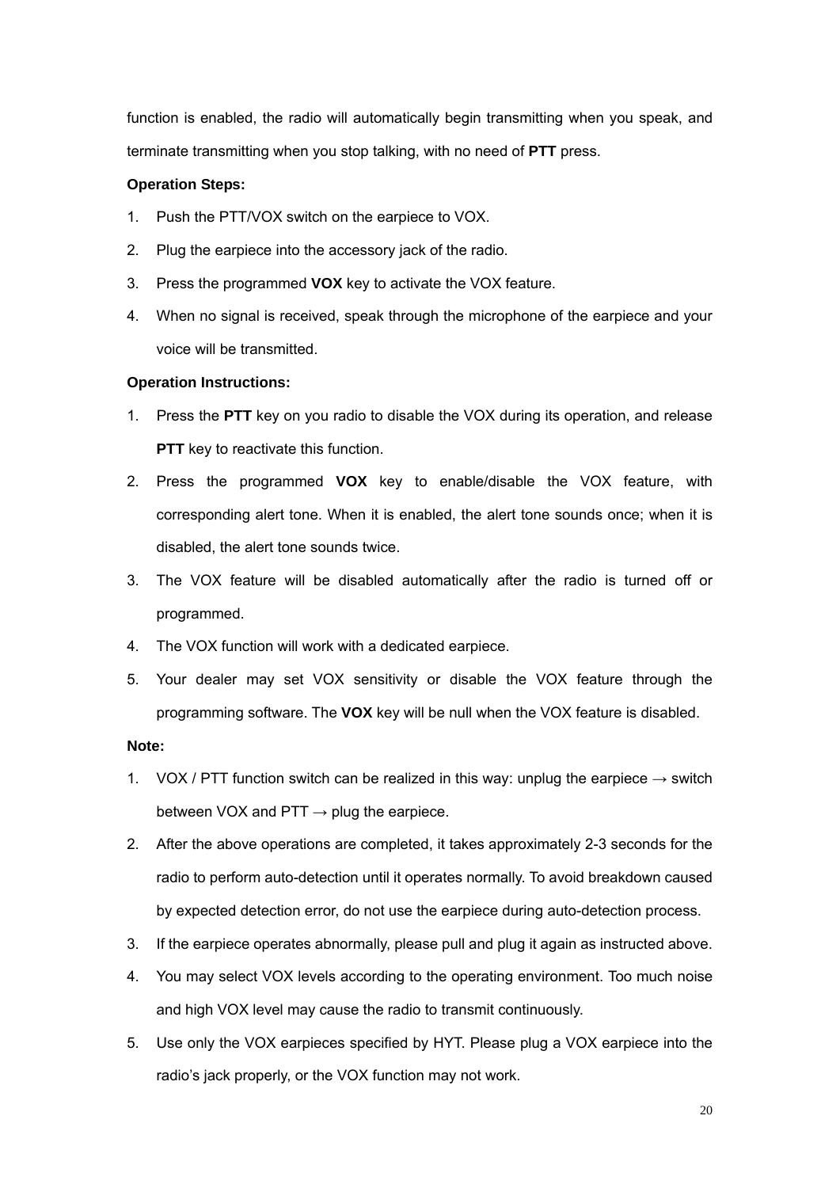function is enabled, the radio will automatically begin transmitting when you speak, and terminate transmitting when you stop talking, with no need of **PTT** press.

**Operation Steps:**

1. Push the PTT/VOX switch on the earpiece to VOX.
2. Plug the earpiece into the accessory jack of the radio.
3. Press the programmed **VOX** key to activate the VOX feature.
4. When no signal is received, speak through the microphone of the earpiece and your voice will be transmitted.

**Operation Instructions:**

1. Press the **PTT** key on you radio to disable the VOX during its operation, and release **PTT** key to reactivate this function.
2. Press the programmed **VOX** key to enable/disable the VOX feature, with corresponding alert tone. When it is enabled, the alert tone sounds once; when it is disabled, the alert tone sounds twice.
3. The VOX feature will be disabled automatically after the radio is turned off or programmed.
4. The VOX function will work with a dedicated earpiece.
5. Your dealer may set VOX sensitivity or disable the VOX feature through the programming software. The **VOX** key will be null when the VOX feature is disabled.

**Note:**

1. VOX / PTT function switch can be realized in this way: unplug the earpiece → switch between VOX and PTT → plug the earpiece.
2. After the above operations are completed, it takes approximately 2-3 seconds for the radio to perform auto-detection until it operates normally. To avoid breakdown caused by expected detection error, do not use the earpiece during auto-detection process.
3. If the earpiece operates abnormally, please pull and plug it again as instructed above.
4. You may select VOX levels according to the operating environment. Too much noise and high VOX level may cause the radio to transmit continuously.
5. Use only the VOX earpieces specified by HYT. Please plug a VOX earpiece into the radio's jack properly, or the VOX function may not work.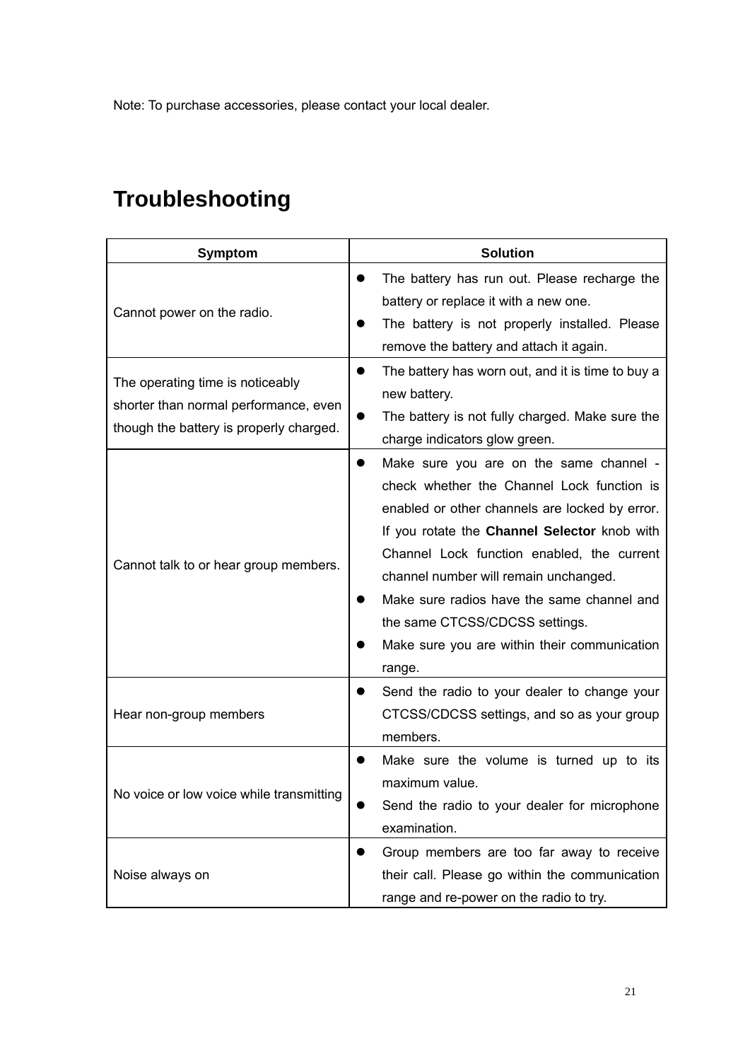Note: To purchase accessories, please contact your local dealer.

# Troubleshooting

| Symptom | Solution |
|---|---|
| Cannot power on the radio. | • The battery has run out. Please recharge the battery or replace it with a new one.<br>• The battery is not properly installed. Please remove the battery and attach it again. |
| The operating time is noticeably shorter than normal performance, even though the battery is properly charged. | • The battery has worn out, and it is time to buy a new battery.<br>• The battery is not fully charged. Make sure the charge indicators glow green. |
| Cannot talk to or hear group members. | • Make sure you are on the same channel - check whether the Channel Lock function is enabled or other channels are locked by error. If you rotate the **Channel Selector** knob with Channel Lock function enabled, the current channel number will remain unchanged.<br>• Make sure radios have the same channel and the same CTCSS/CDCSS settings.<br>• Make sure you are within their communication range. |
| Hear non-group members | • Send the radio to your dealer to change your CTCSS/CDCSS settings, and so as your group members. |
| No voice or low voice while transmitting | • Make sure the volume is turned up to its maximum value.<br>• Send the radio to your dealer for microphone examination. |
| Noise always on | • Group members are too far away to receive their call. Please go within the communication range and re-power on the radio to try. |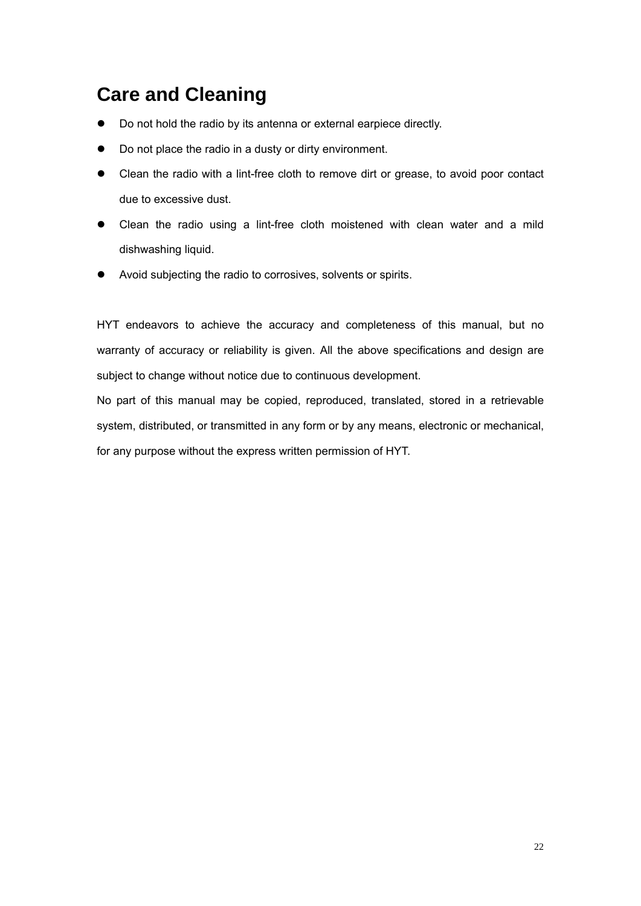# Care and Cleaning

- Do not hold the radio by its antenna or external earpiece directly.
- Do not place the radio in a dusty or dirty environment.
- Clean the radio with a lint-free cloth to remove dirt or grease, to avoid poor contact due to excessive dust.
- Clean the radio using a lint-free cloth moistened with clean water and a mild dishwashing liquid.
- Avoid subjecting the radio to corrosives, solvents or spirits.

HYT endeavors to achieve the accuracy and completeness of this manual, but no warranty of accuracy or reliability is given. All the above specifications and design are subject to change without notice due to continuous development.

No part of this manual may be copied, reproduced, translated, stored in a retrievable system, distributed, or transmitted in any form or by any means, electronic or mechanical, for any purpose without the express written permission of HYT.